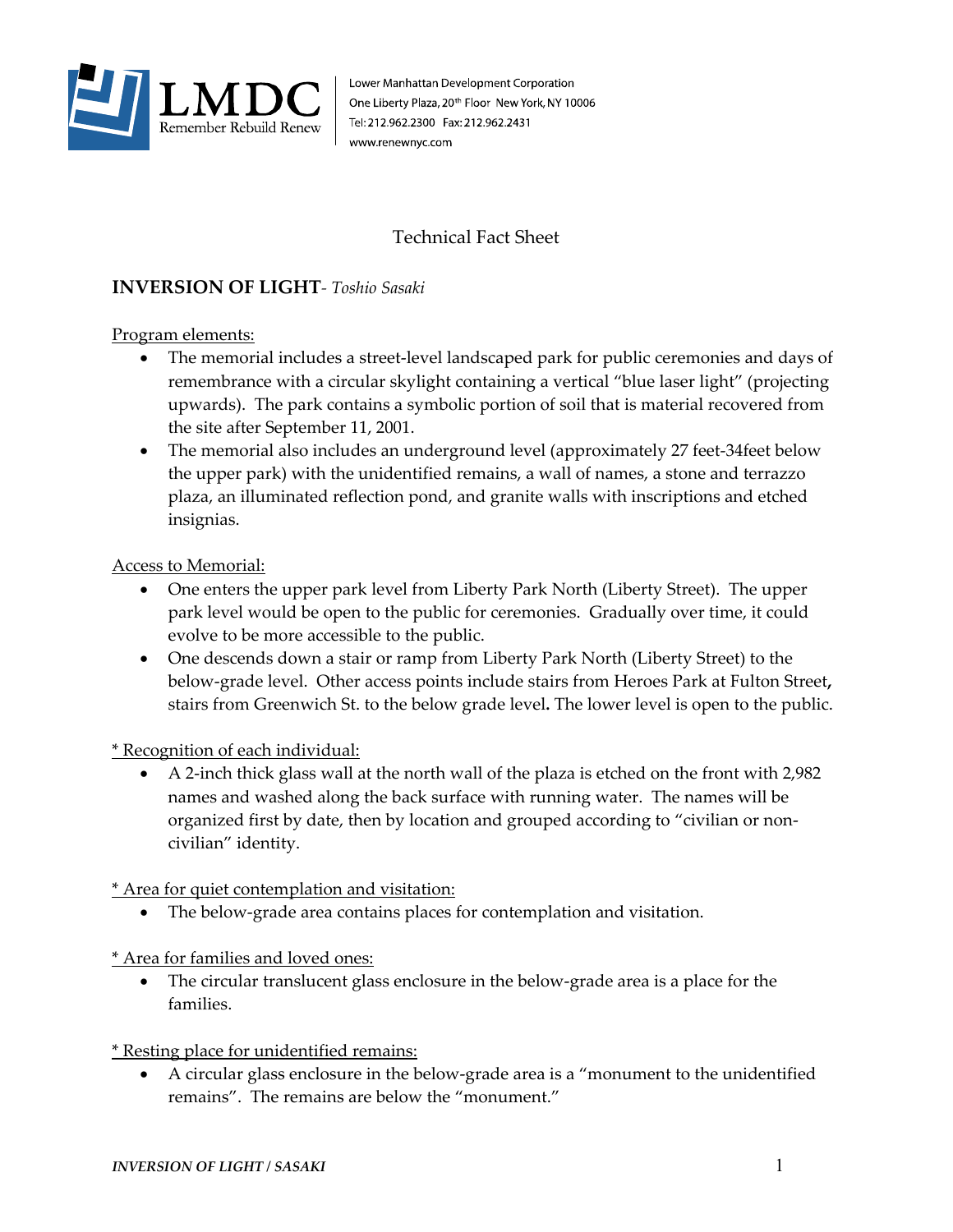LMDC
Remember Rebuild Renew

Lower Manhattan Development Corporation
One Liberty Plaza, 20th Floor New York, NY 10006
Tel: 212.962.2300 Fax: 212.962.2431
www.renewnyc.com

# Technical Fact Sheet

## INVERSION OF LIGHT- *Toshio Sasaki*

Program elements:

- The memorial includes a street-level landscaped park for public ceremonies and days of remembrance with a circular skylight containing a vertical "blue laser light" (projecting upwards). The park contains a symbolic portion of soil that is material recovered from the site after September 11, 2001.
- The memorial also includes an underground level (approximately 27 feet-34feet below the upper park) with the unidentified remains, a wall of names, a stone and terrazzo plaza, an illuminated reflection pond, and granite walls with inscriptions and etched insignias.

Access to Memorial:

- One enters the upper park level from Liberty Park North (Liberty Street). The upper park level would be open to the public for ceremonies. Gradually over time, it could evolve to be more accessible to the public.
- One descends down a stair or ramp from Liberty Park North (Liberty Street) to the below-grade level. Other access points include stairs from Heroes Park at Fulton Street**,** stairs from Greenwich St. to the below grade level**.** The lower level is open to the public.

\* Recognition of each individual:

- A 2-inch thick glass wall at the north wall of the plaza is etched on the front with 2,982 names and washed along the back surface with running water. The names will be organized first by date, then by location and grouped according to "civilian or non-civilian" identity.

\* Area for quiet contemplation and visitation:

- The below-grade area contains places for contemplation and visitation.

\* Area for families and loved ones:

- The circular translucent glass enclosure in the below-grade area is a place for the families.

\* Resting place for unidentified remains:

- A circular glass enclosure in the below-grade area is a "monument to the unidentified remains". The remains are below the "monument."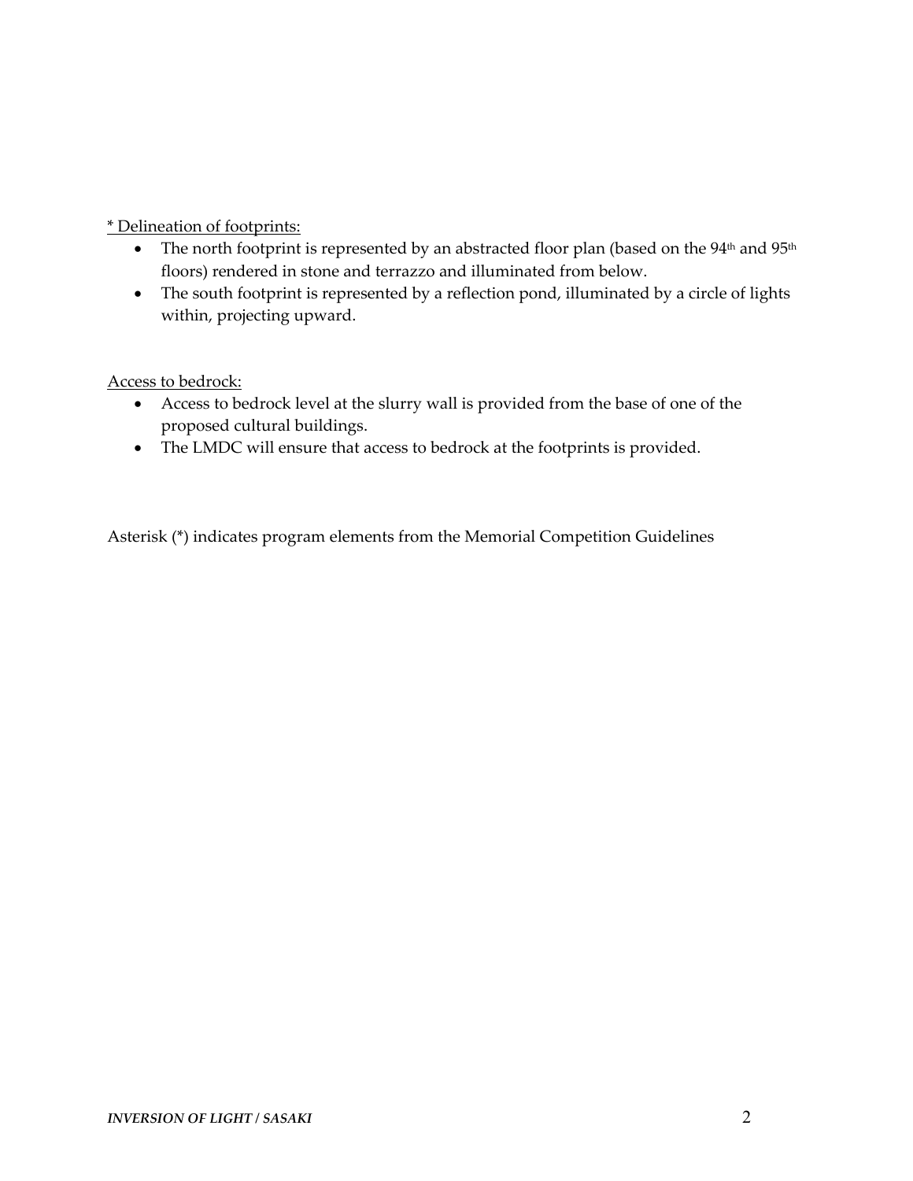<u>* Delineation of footprints:</u>

- The north footprint is represented by an abstracted floor plan (based on the $94^{th}$ and $95^{th}$ floors) rendered in stone and terrazzo and illuminated from below.
- The south footprint is represented by a reflection pond, illuminated by a circle of lights within, projecting upward.

<u>Access to bedrock:</u>

- Access to bedrock level at the slurry wall is provided from the base of one of the proposed cultural buildings.
- The LMDC will ensure that access to bedrock at the footprints is provided.

Asterisk (*) indicates program elements from the Memorial Competition Guidelines